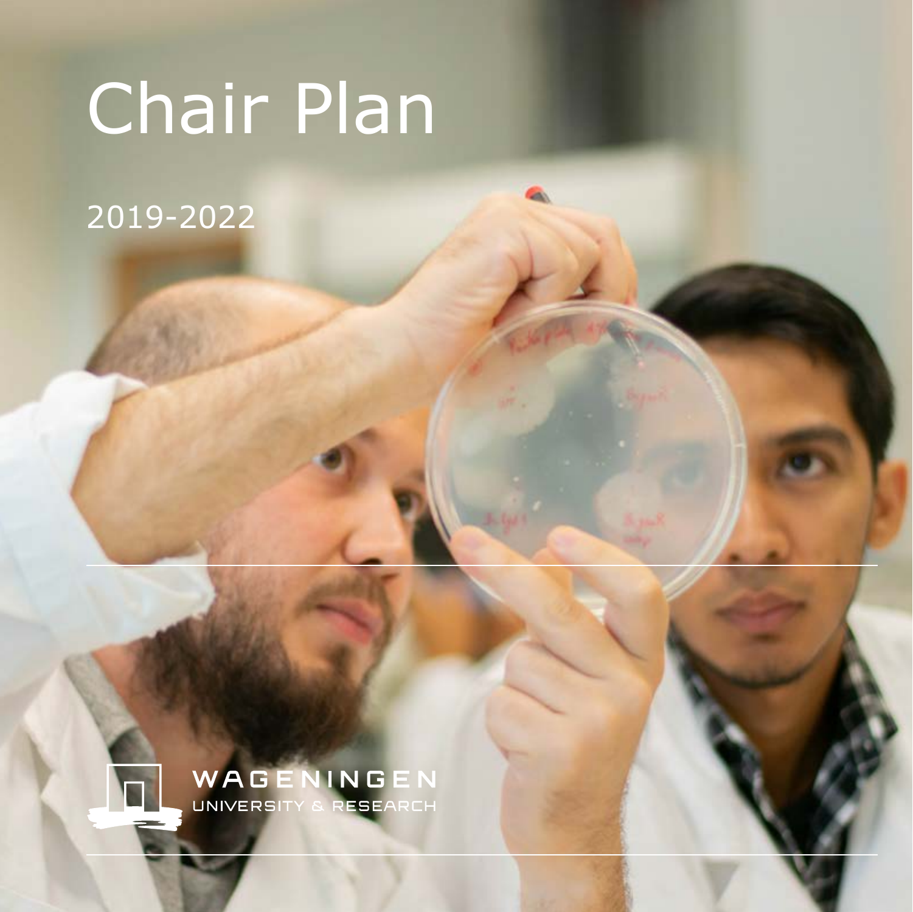# Chair Plan

2019-2022

WAGENINGEN
UNIVERSITY & RESEARCH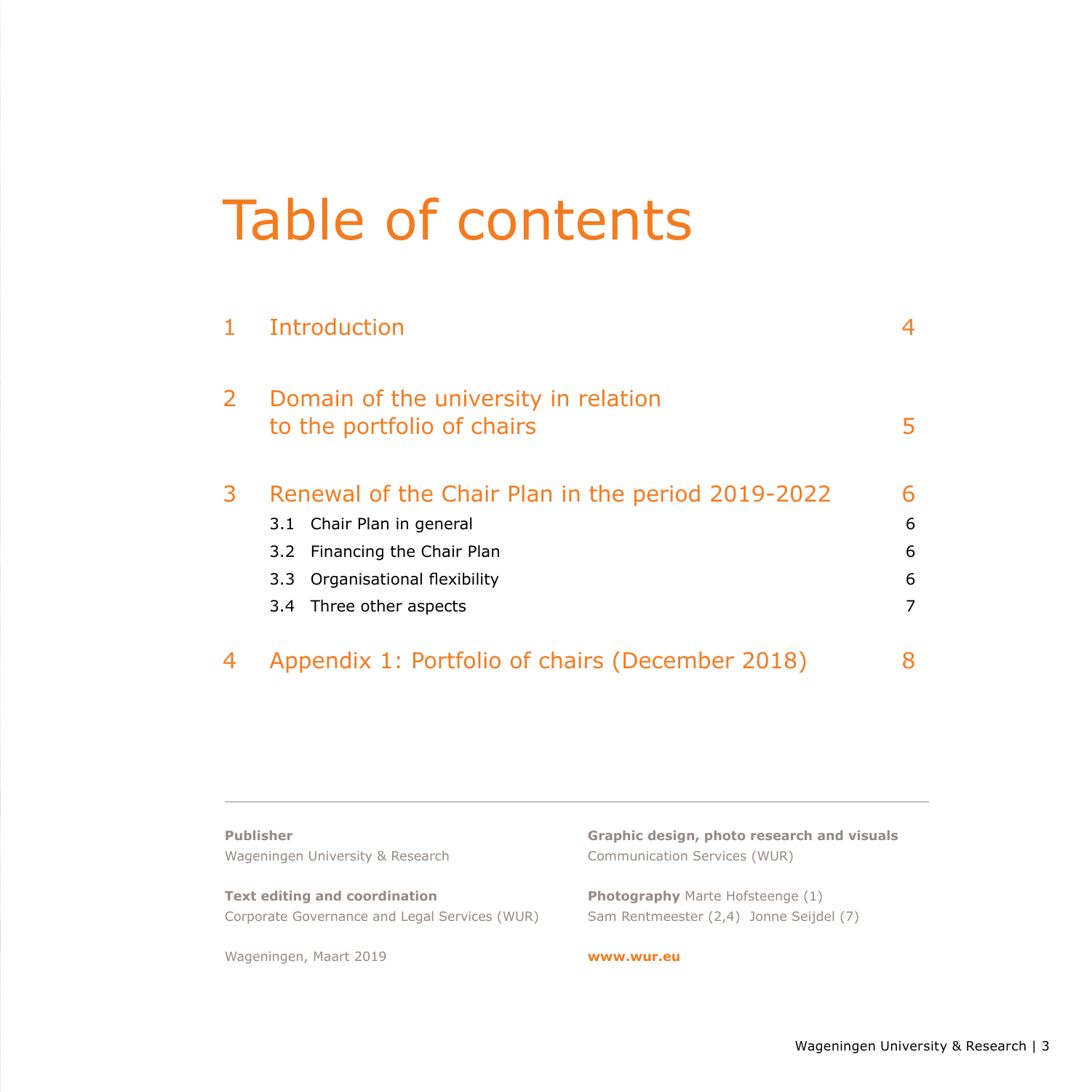# Table of contents

| | | |
|---|---|---|
| 1 | Introduction | 4 |
| 2 | Domain of the university in relation to the portfolio of chairs | 5 |
| 3 | Renewal of the Chair Plan in the period 2019-2022 | 6 |
| | 3.1 Chair Plan in general | 6 |
| | 3.2 Financing the Chair Plan | 6 |
| | 3.3 Organisational flexibility | 6 |
| | 3.4 Three other aspects | 7 |
| 4 | Appendix 1: Portfolio of chairs (December 2018) | 8 |

---

**Publisher**
Wageningen University & Research

**Text editing and coordination**
Corporate Governance and Legal Services (WUR)

Wageningen, Maart 2019

**Graphic design, photo research and visuals**
Communication Services (WUR)

**Photography** Marte Hofsteenge (1)
Sam Rentmeester (2,4) Jonne Seijdel (7)

**www.wur.eu**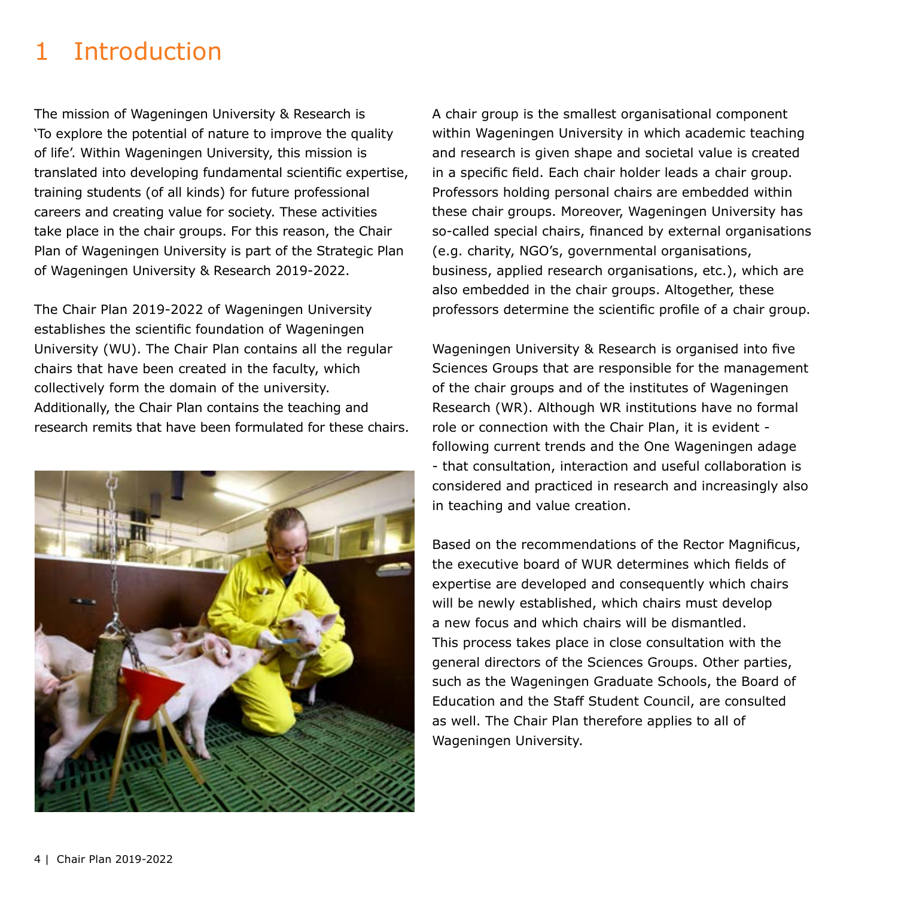# 1 Introduction

The mission of Wageningen University & Research is 'To explore the potential of nature to improve the quality of life'. Within Wageningen University, this mission is translated into developing fundamental scientific expertise, training students (of all kinds) for future professional careers and creating value for society. These activities take place in the chair groups. For this reason, the Chair Plan of Wageningen University is part of the Strategic Plan of Wageningen University & Research 2019-2022.

The Chair Plan 2019-2022 of Wageningen University establishes the scientific foundation of Wageningen University (WU). The Chair Plan contains all the regular chairs that have been created in the faculty, which collectively form the domain of the university. Additionally, the Chair Plan contains the teaching and research remits that have been formulated for these chairs.

A chair group is the smallest organisational component within Wageningen University in which academic teaching and research is given shape and societal value is created in a specific field. Each chair holder leads a chair group. Professors holding personal chairs are embedded within these chair groups. Moreover, Wageningen University has so-called special chairs, financed by external organisations (e.g. charity, NGO's, governmental organisations, business, applied research organisations, etc.), which are also embedded in the chair groups. Altogether, these professors determine the scientific profile of a chair group.

Wageningen University & Research is organised into five Sciences Groups that are responsible for the management of the chair groups and of the institutes of Wageningen Research (WR). Although WR institutions have no formal role or connection with the Chair Plan, it is evident - following current trends and the One Wageningen adage - that consultation, interaction and useful collaboration is considered and practiced in research and increasingly also in teaching and value creation.

Based on the recommendations of the Rector Magnificus, the executive board of WUR determines which fields of expertise are developed and consequently which chairs will be newly established, which chairs must develop a new focus and which chairs will be dismantled. This process takes place in close consultation with the general directors of the Sciences Groups. Other parties, such as the Wageningen Graduate Schools, the Board of Education and the Staff Student Council, are consulted as well. The Chair Plan therefore applies to all of Wageningen University.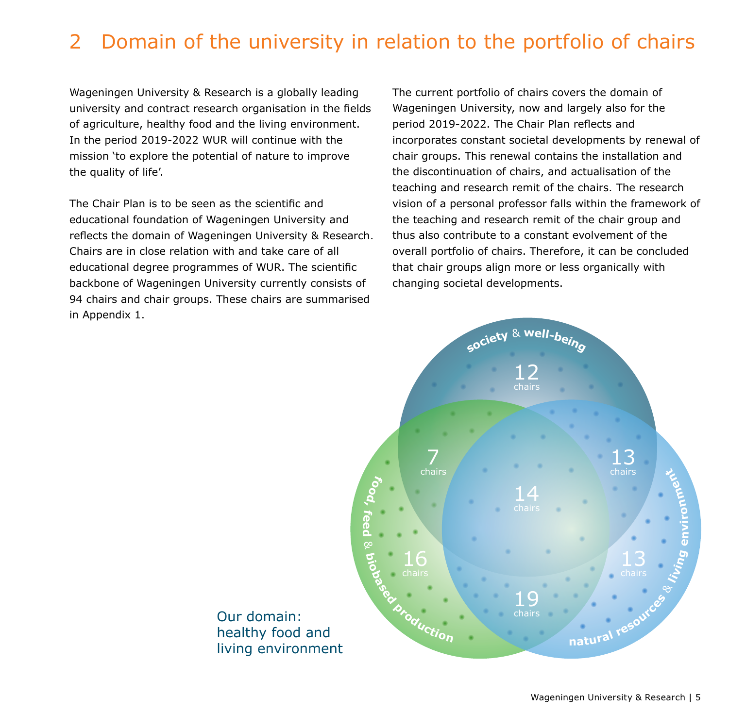# 2 Domain of the university in relation to the portfolio of chairs

Wageningen University & Research is a globally leading university and contract research organisation in the fields of agriculture, healthy food and the living environment. In the period 2019-2022 WUR will continue with the mission 'to explore the potential of nature to improve the quality of life'.

The Chair Plan is to be seen as the scientific and educational foundation of Wageningen University and reflects the domain of Wageningen University & Research. Chairs are in close relation with and take care of all educational degree programmes of WUR. The scientific backbone of Wageningen University currently consists of 94 chairs and chair groups. These chairs are summarised in Appendix 1.

The current portfolio of chairs covers the domain of Wageningen University, now and largely also for the period 2019-2022. The Chair Plan reflects and incorporates constant societal developments by renewal of chair groups. This renewal contains the installation and the discontinuation of chairs, and actualisation of the teaching and research remit of the chairs. The research vision of a personal professor falls within the framework of the teaching and research remit of the chair group and thus also contribute to a constant evolvement of the overall portfolio of chairs. Therefore, it can be concluded that chair groups align more or less organically with changing societal developments.

society & well-being: 12 chairs

food, feed & biobased production: 16 chairs

natural resources & living environment: 13 chairs

society & well-being + food, feed & biobased production: 7 chairs

society & well-being + natural resources & living environment: 13 chairs

food, feed & biobased production + natural resources & living environment: 19 chairs

All three domains: 14 chairs

Our domain: healthy food and living environment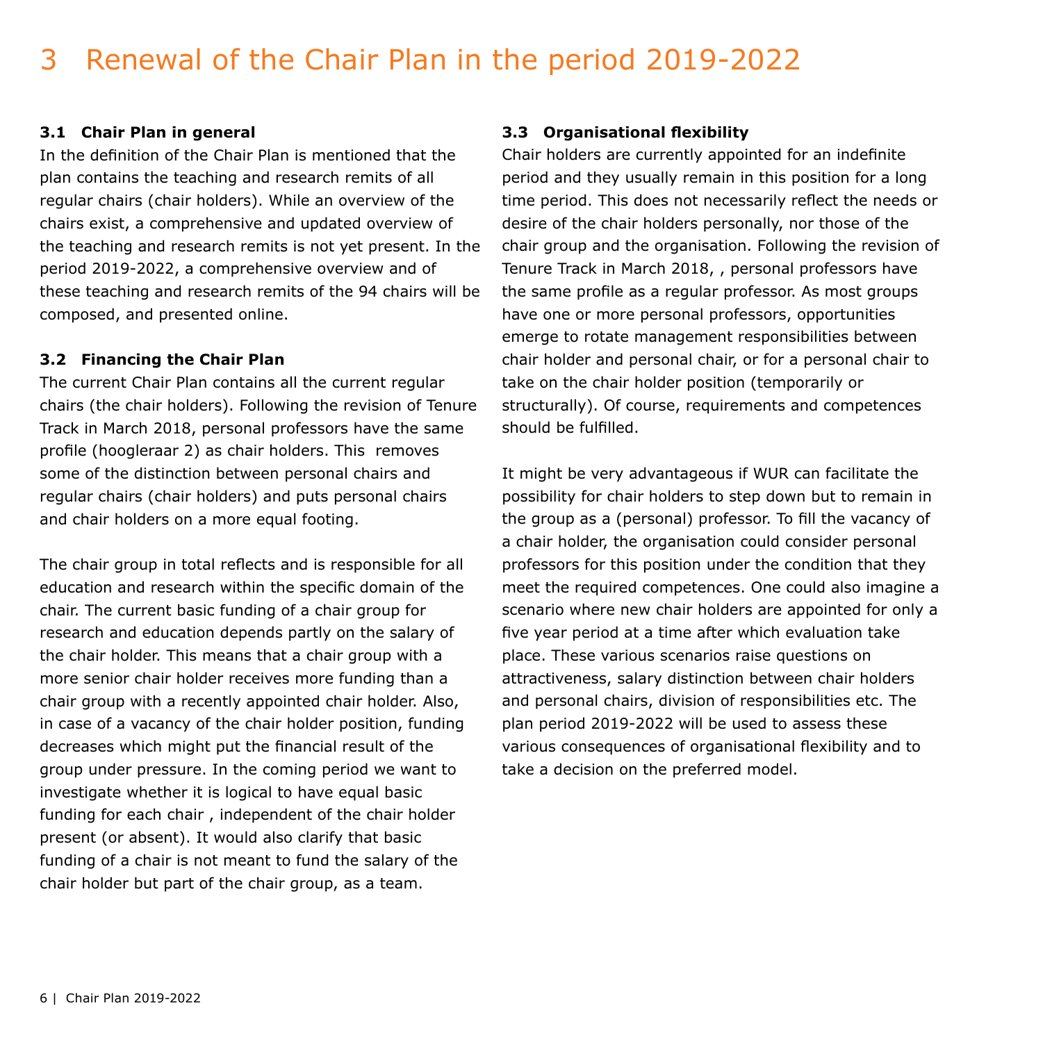# 3 Renewal of the Chair Plan in the period 2019-2022

### 3.1 Chair Plan in general

In the definition of the Chair Plan is mentioned that the plan contains the teaching and research remits of all regular chairs (chair holders). While an overview of the chairs exist, a comprehensive and updated overview of the teaching and research remits is not yet present. In the period 2019-2022, a comprehensive overview and of these teaching and research remits of the 94 chairs will be composed, and presented online.

### 3.2 Financing the Chair Plan

The current Chair Plan contains all the current regular chairs (the chair holders). Following the revision of Tenure Track in March 2018, personal professors have the same profile (hoogleraar 2) as chair holders. This removes some of the distinction between personal chairs and regular chairs (chair holders) and puts personal chairs and chair holders on a more equal footing.

The chair group in total reflects and is responsible for all education and research within the specific domain of the chair. The current basic funding of a chair group for research and education depends partly on the salary of the chair holder. This means that a chair group with a more senior chair holder receives more funding than a chair group with a recently appointed chair holder. Also, in case of a vacancy of the chair holder position, funding decreases which might put the financial result of the group under pressure. In the coming period we want to investigate whether it is logical to have equal basic funding for each chair , independent of the chair holder present (or absent). It would also clarify that basic funding of a chair is not meant to fund the salary of the chair holder but part of the chair group, as a team.

### 3.3 Organisational flexibility

Chair holders are currently appointed for an indefinite period and they usually remain in this position for a long time period. This does not necessarily reflect the needs or desire of the chair holders personally, nor those of the chair group and the organisation. Following the revision of Tenure Track in March 2018, , personal professors have the same profile as a regular professor. As most groups have one or more personal professors, opportunities emerge to rotate management responsibilities between chair holder and personal chair, or for a personal chair to take on the chair holder position (temporarily or structurally). Of course, requirements and competences should be fulfilled.

It might be very advantageous if WUR can facilitate the possibility for chair holders to step down but to remain in the group as a (personal) professor. To fill the vacancy of a chair holder, the organisation could consider personal professors for this position under the condition that they meet the required competences. One could also imagine a scenario where new chair holders are appointed for only a five year period at a time after which evaluation take place. These various scenarios raise questions on attractiveness, salary distinction between chair holders and personal chairs, division of responsibilities etc. The plan period 2019-2022 will be used to assess these various consequences of organisational flexibility and to take a decision on the preferred model.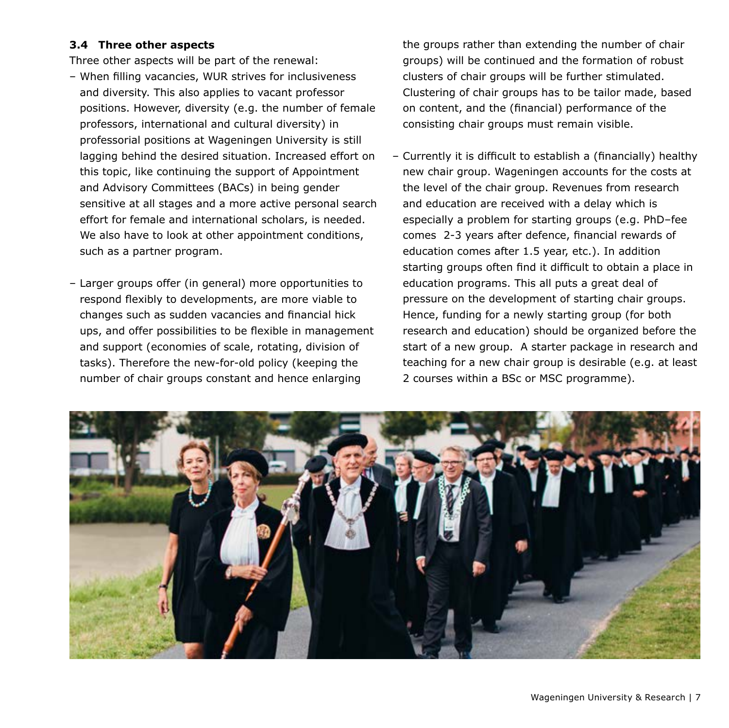### 3.4 Three other aspects

Three other aspects will be part of the renewal:

- When filling vacancies, WUR strives for inclusiveness and diversity. This also applies to vacant professor positions. However, diversity (e.g. the number of female professors, international and cultural diversity) in professorial positions at Wageningen University is still lagging behind the desired situation. Increased effort on this topic, like continuing the support of Appointment and Advisory Committees (BACs) in being gender sensitive at all stages and a more active personal search effort for female and international scholars, is needed. We also have to look at other appointment conditions, such as a partner program.

- Larger groups offer (in general) more opportunities to respond flexibly to developments, are more viable to changes such as sudden vacancies and financial hick ups, and offer possibilities to be flexible in management and support (economies of scale, rotating, division of tasks). Therefore the new-for-old policy (keeping the number of chair groups constant and hence enlarging the groups rather than extending the number of chair groups) will be continued and the formation of robust clusters of chair groups will be further stimulated. Clustering of chair groups has to be tailor made, based on content, and the (financial) performance of the consisting chair groups must remain visible.

- Currently it is difficult to establish a (financially) healthy new chair group. Wageningen accounts for the costs at the level of the chair group. Revenues from research and education are received with a delay which is especially a problem for starting groups (e.g. PhD–fee comes 2-3 years after defence, financial rewards of education comes after 1.5 year, etc.). In addition starting groups often find it difficult to obtain a place in education programs. This all puts a great deal of pressure on the development of starting chair groups. Hence, funding for a newly starting group (for both research and education) should be organized before the start of a new group. A starter package in research and teaching for a new chair group is desirable (e.g. at least 2 courses within a BSc or MSC programme).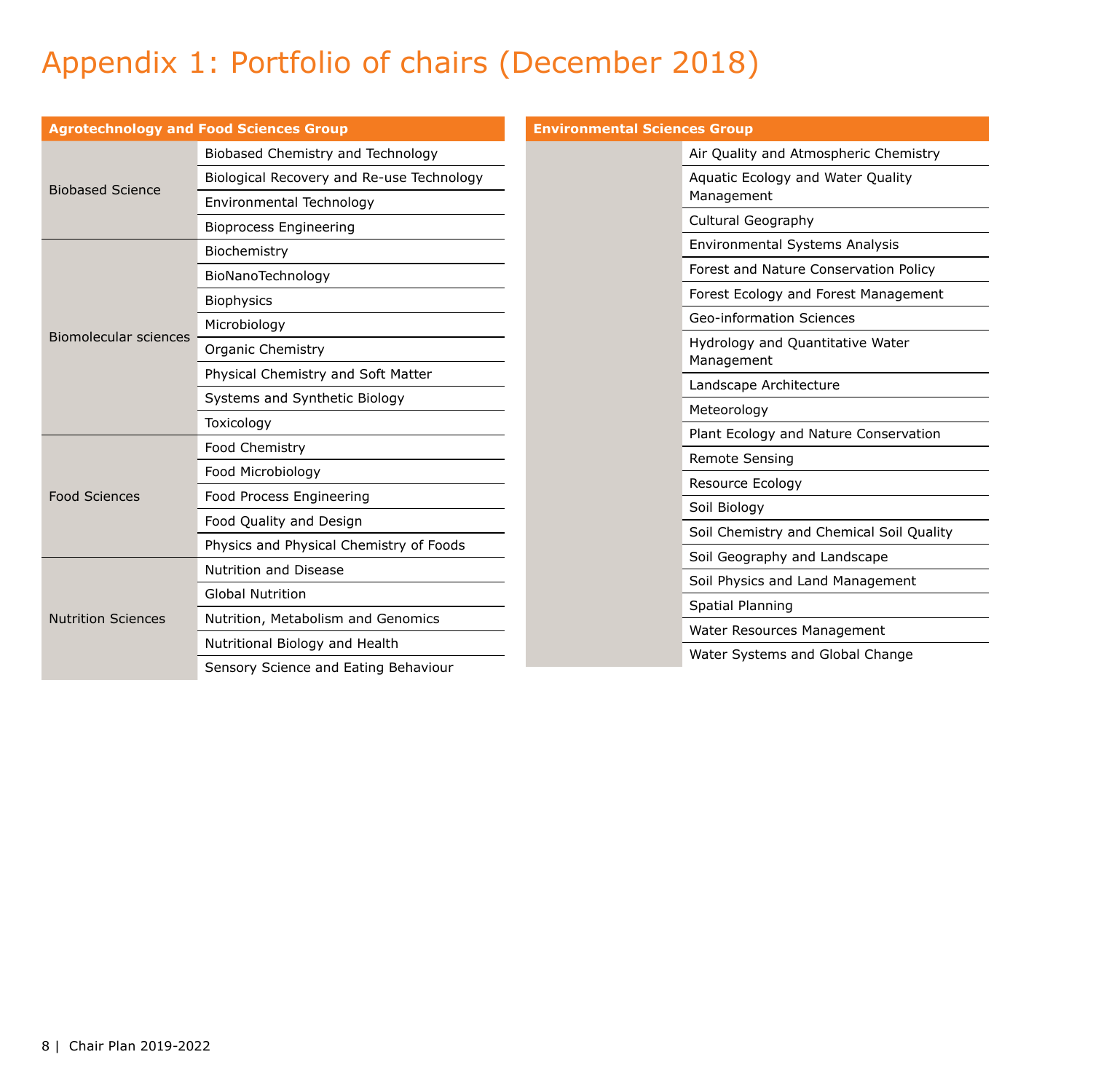# Appendix 1: Portfolio of chairs (December 2018)

| Agrotechnology and Food Sciences Group | |
|---|---|
| Biobased Science | Biobased Chemistry and Technology |
| | Biological Recovery and Re-use Technology |
| | Environmental Technology |
| | Bioprocess Engineering |
| Biomolecular sciences | Biochemistry |
| | BioNanoTechnology |
| | Biophysics |
| | Microbiology |
| | Organic Chemistry |
| | Physical Chemistry and Soft Matter |
| | Systems and Synthetic Biology |
| | Toxicology |
| Food Sciences | Food Chemistry |
| | Food Microbiology |
| | Food Process Engineering |
| | Food Quality and Design |
| | Physics and Physical Chemistry of Foods |
| Nutrition Sciences | Nutrition and Disease |
| | Global Nutrition |
| | Nutrition, Metabolism and Genomics |
| | Nutritional Biology and Health |
| | Sensory Science and Eating Behaviour |

| Environmental Sciences Group | |
|---|---|
| | Air Quality and Atmospheric Chemistry |
| | Aquatic Ecology and Water Quality Management |
| | Cultural Geography |
| | Environmental Systems Analysis |
| | Forest and Nature Conservation Policy |
| | Forest Ecology and Forest Management |
| | Geo-information Sciences |
| | Hydrology and Quantitative Water Management |
| | Landscape Architecture |
| | Meteorology |
| | Plant Ecology and Nature Conservation |
| | Remote Sensing |
| | Resource Ecology |
| | Soil Biology |
| | Soil Chemistry and Chemical Soil Quality |
| | Soil Geography and Landscape |
| | Soil Physics and Land Management |
| | Spatial Planning |
| | Water Resources Management |
| | Water Systems and Global Change |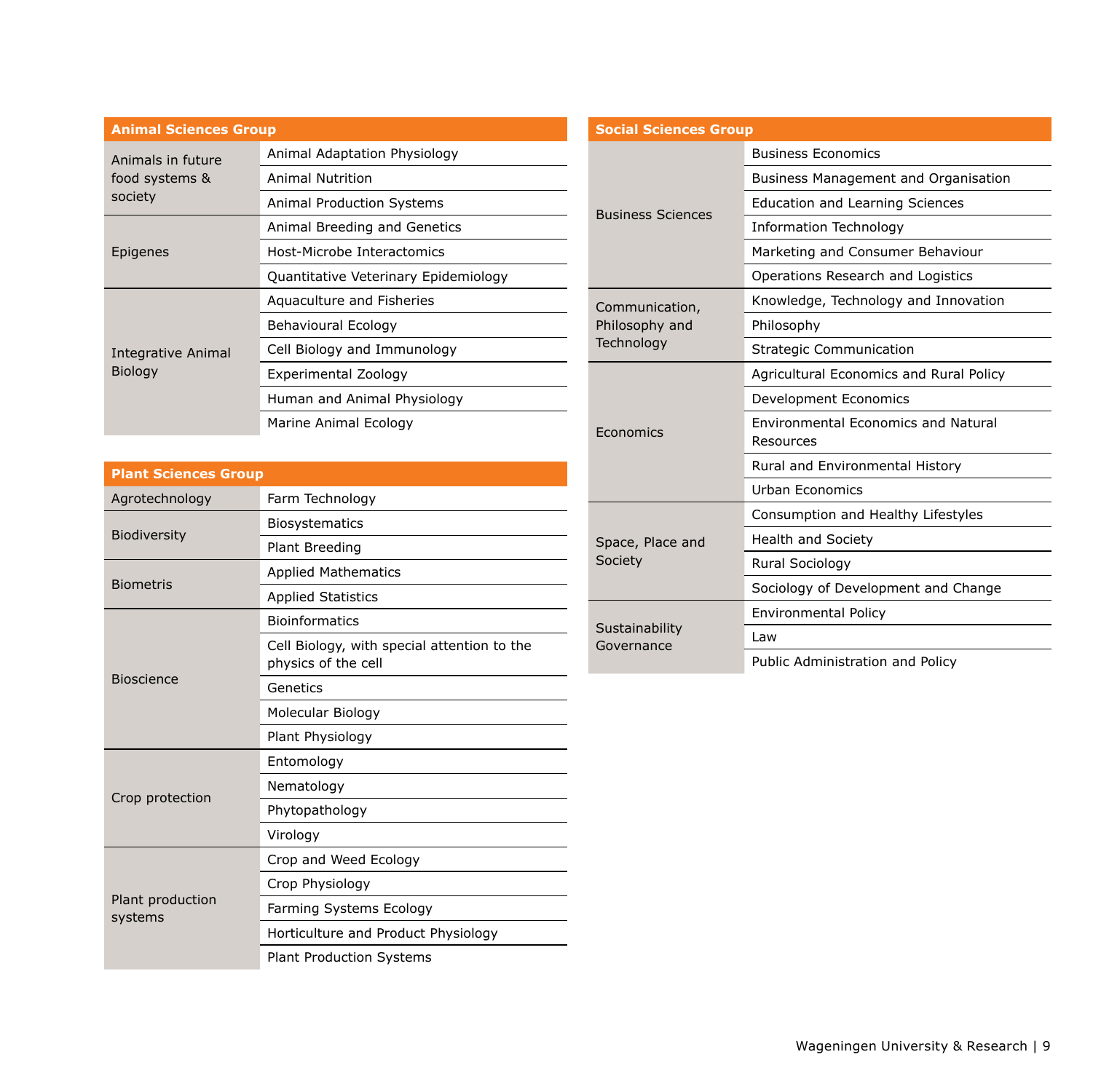| Animal Sciences Group | |
| --- | --- |
| Animals in future food systems & society | Animal Adaptation Physiology |
| | Animal Nutrition |
| | Animal Production Systems |
| Epigenes | Animal Breeding and Genetics |
| | Host-Microbe Interactomics |
| | Quantitative Veterinary Epidemiology |
| Integrative Animal Biology | Aquaculture and Fisheries |
| | Behavioural Ecology |
| | Cell Biology and Immunology |
| | Experimental Zoology |
| | Human and Animal Physiology |
| | Marine Animal Ecology |

| Plant Sciences Group | |
| --- | --- |
| Agrotechnology | Farm Technology |
| Biodiversity | Biosystematics |
| | Plant Breeding |
| Biometris | Applied Mathematics |
| | Applied Statistics |
| Bioscience | Bioinformatics |
| | Cell Biology, with special attention to the physics of the cell |
| | Genetics |
| | Molecular Biology |
| | Plant Physiology |
| Crop protection | Entomology |
| | Nematology |
| | Phytopathology |
| | Virology |
| Plant production systems | Crop and Weed Ecology |
| | Crop Physiology |
| | Farming Systems Ecology |
| | Horticulture and Product Physiology |
| | Plant Production Systems |

| Social Sciences Group | |
| --- | --- |
| Business Sciences | Business Economics |
| | Business Management and Organisation |
| | Education and Learning Sciences |
| | Information Technology |
| | Marketing and Consumer Behaviour |
| | Operations Research and Logistics |
| Communication, Philosophy and Technology | Knowledge, Technology and Innovation |
| | Philosophy |
| | Strategic Communication |
| Economics | Agricultural Economics and Rural Policy |
| | Development Economics |
| | Environmental Economics and Natural Resources |
| | Rural and Environmental History |
| | Urban Economics |
| Space, Place and Society | Consumption and Healthy Lifestyles |
| | Health and Society |
| | Rural Sociology |
| | Sociology of Development and Change |
| Sustainability Governance | Environmental Policy |
| | Law |
| | Public Administration and Policy |